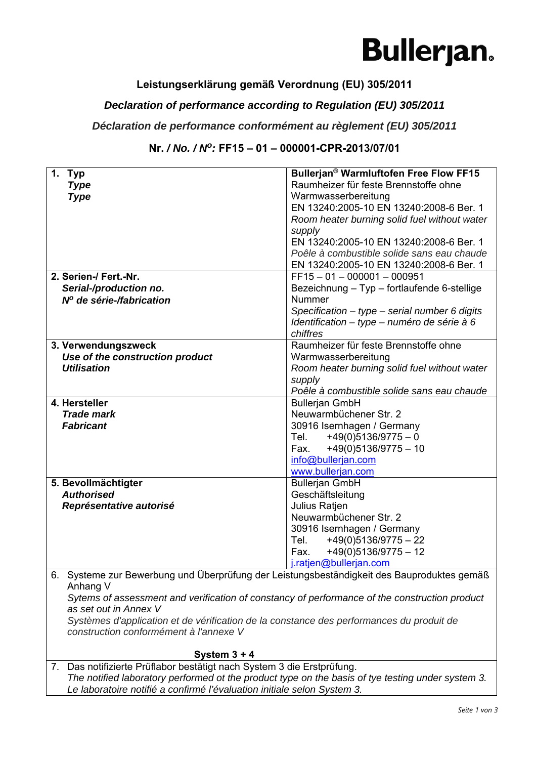**Bullerjan.**

**Leistungserklärung gemäß Verordnung (EU) 305/2011**

***Declaration of performance according to Regulation (EU) 305/2011***

***Déclaration de performance conformément au règlement (EU) 305/2011***

**Nr. / *No. / N<sup>o</sup>:* FF15 – 01 – 000001-CPR-2013/07/01**

| | |
|---|---|
| **1. Typ**<br>***Type***<br>***Type*** | **Bullerjan® Warmluftofen Free Flow FF15**<br>Raumheizer für feste Brennstoffe ohne Warmwasserbereitung<br>EN 13240:2005-10 EN 13240:2008-6 Ber. 1<br>*Room heater burning solid fuel without water supply*<br>EN 13240:2005-10 EN 13240:2008-6 Ber. 1<br>*Poêle à combustible solide sans eau chaude*<br>EN 13240:2005-10 EN 13240:2008-6 Ber. 1 |
| **2. Serien-/ Fert.-Nr.**<br>***Serial-/production no.***<br>***N<sup>o</sup> de série-/fabrication*** | FF15 – 01 – 000001 – 000951<br>Bezeichnung – Typ – fortlaufende 6-stellige Nummer<br>*Specification – type – serial number 6 digits*<br>*Identification – type – numéro de série à 6 chiffres* |
| **3. Verwendungszweck**<br>***Use of the construction product***<br>***Utilisation*** | Raumheizer für feste Brennstoffe ohne Warmwasserbereitung<br>*Room heater burning solid fuel without water supply*<br>*Poêle à combustible solide sans eau chaude* |
| **4. Hersteller**<br>***Trade mark***<br>***Fabricant*** | Bullerjan GmbH<br>Neuwarmbüchener Str. 2<br>30916 Isernhagen / Germany<br>Tel. +49(0)5136/9775 – 0<br>Fax. +49(0)5136/9775 – 10<br>info@bullerjan.com<br>www.bullerjan.com |
| **5. Bevollmächtigter**<br>***Authorised***<br>***Représentative autorisé*** | Bullerjan GmbH<br>Geschäftsleitung<br>Julius Ratjen<br>Neuwarmbüchener Str. 2<br>30916 Isernhagen / Germany<br>Tel. +49(0)5136/9775 – 22<br>Fax. +49(0)5136/9775 – 12<br>j.ratjen@bullerjan.com |

6. Systeme zur Bewerbung und Überprüfung der Leistungsbeständigkeit des Bauproduktes gemäß Anhang V
*Sytems of assessment and verification of constancy of performance of the construction product as set out in Annex V*
*Systèmes d'application et de vérification de la constance des performances du produit de construction conformément à l'annexe V*

**System 3 + 4**

7. Das notifizierte Prüflabor bestätigt nach System 3 die Erstprüfung.
*The notified laboratory performed ot the product type on the basis of tye testing under system 3.*
*Le laboratoire notifié a confirmé l'évaluation initiale selon System 3.*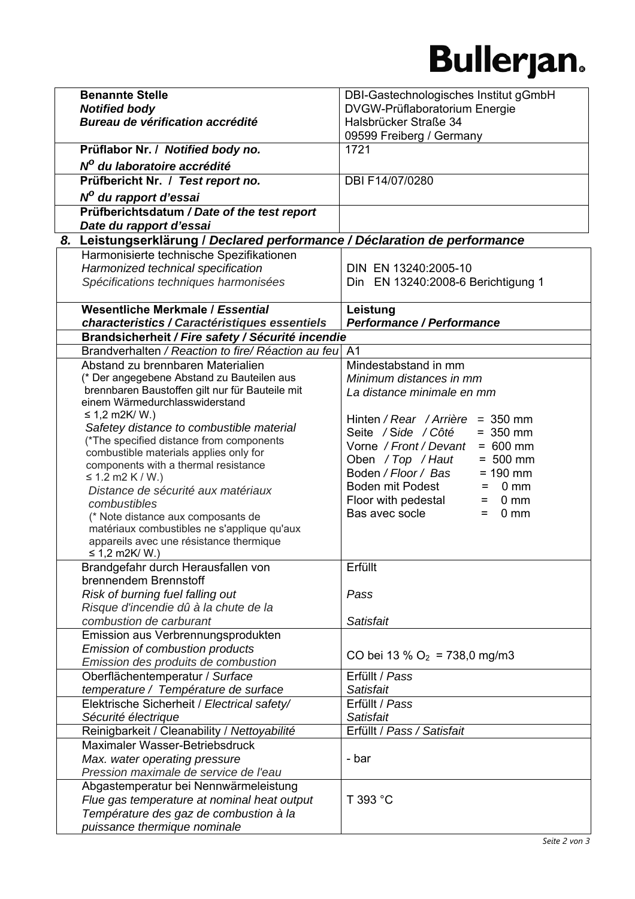| **Benannte Stelle** *Notified body* *Bureau de vérification accrédité* | DBI-Gastechnologisches Institut gGmbH DVGW-Prüflaboratorium Energie Halsbrücker Straße 34 09599 Freiberg / Germany |
|---|---|
| **Prüflabor Nr. / *Notified body no.*** ***N$^{O}$ du laboratoire accrédité*** | 1721 |
| **Prüfbericht Nr. / *Test report no.*** ***N$^{O}$ du rapport d'essai*** | DBI F14/07/0280 |
| **Prüfberichtsdatum / *Date of the test report*** ***Date du rapport d'essai*** | |

## 8. Leistungserklärung / *Declared performance / Déclaration de performance*

| Harmonisierte technische Spezifikationen *Harmonized technical specification* *Spécifications techniques harmonisées* | DIN EN 13240:2005-10 Din EN 13240:2008-6 Berichtigung 1 |
|---|---|
| **Wesentliche Merkmale / *Essential characteristics / Caractéristiques essentiels*** | **Leistung** ***Performance / Performance*** |
| **Brandsicherheit / *Fire safety / Sécurité incendie*** | |
| Brandverhalten / *Reaction to fire/ Réaction au feu* | A1 |
| Abstand zu brennbaren Materialien (* Der angegebene Abstand zu Bauteilen aus brennbaren Baustoffen gilt nur für Bauteile mit einem Wärmedurchlasswiderstand ≤ 1,2 m2K/ W.) *Safetey distance to combustible material* (*The specified distance from components combustible materials applies only for components with a thermal resistance ≤ 1.2 m2 K / W.) *Distance de sécurité aux matériaux combustibles* (* Note distance aux composants de matériaux combustibles ne s'applique qu'aux appareils avec une résistance thermique ≤ 1,2 m2K/ W.) | Mindestabstand in mm *Minimum distances in mm* *La distance minimale en mm* <br><br> Hinten / *Rear / Arrière* = 350 mm <br> Seite / *Side / Côté* = 350 mm <br> Vorne / *Front / Devant* = 600 mm <br> Oben / *Top / Haut* = 500 mm <br> Boden / *Floor / Bas* = 190 mm <br> Boden mit Podest = 0 mm <br> Floor with pedestal = 0 mm <br> Bas avec socle = 0 mm |
| Brandgefahr durch Herausfallen von brennendem Brennstoff *Risk of burning fuel falling out* *Risque d'incendie dû à la chute de la combustion de carburant* | Erfüllt *Pass* *Satisfait* |
| Emission aus Verbrennungsprodukten *Emission of combustion products* *Emission des produits de combustion* | CO bei 13 % $O_2$ = 738,0 mg/m3 |
| Oberflächentemperatur / *Surface temperature / Température de surface* | Erfüllt / *Pass* *Satisfait* |
| Elektrische Sicherheit / *Electrical safety/ Sécurité électrique* | Erfüllt / *Pass* *Satisfait* |
| Reinigbarkeit / Cleanability / *Nettoyabilité* | Erfüllt / *Pass / Satisfait* |
| Maximaler Wasser-Betriebsdruck *Max. water operating pressure* *Pression maximale de service de l'eau* | - bar |
| Abgastemperatur bei Nennwärmeleistung *Flue gas temperature at nominal heat output* *Température des gaz de combustion à la puissance thermique nominale* | T 393 °C |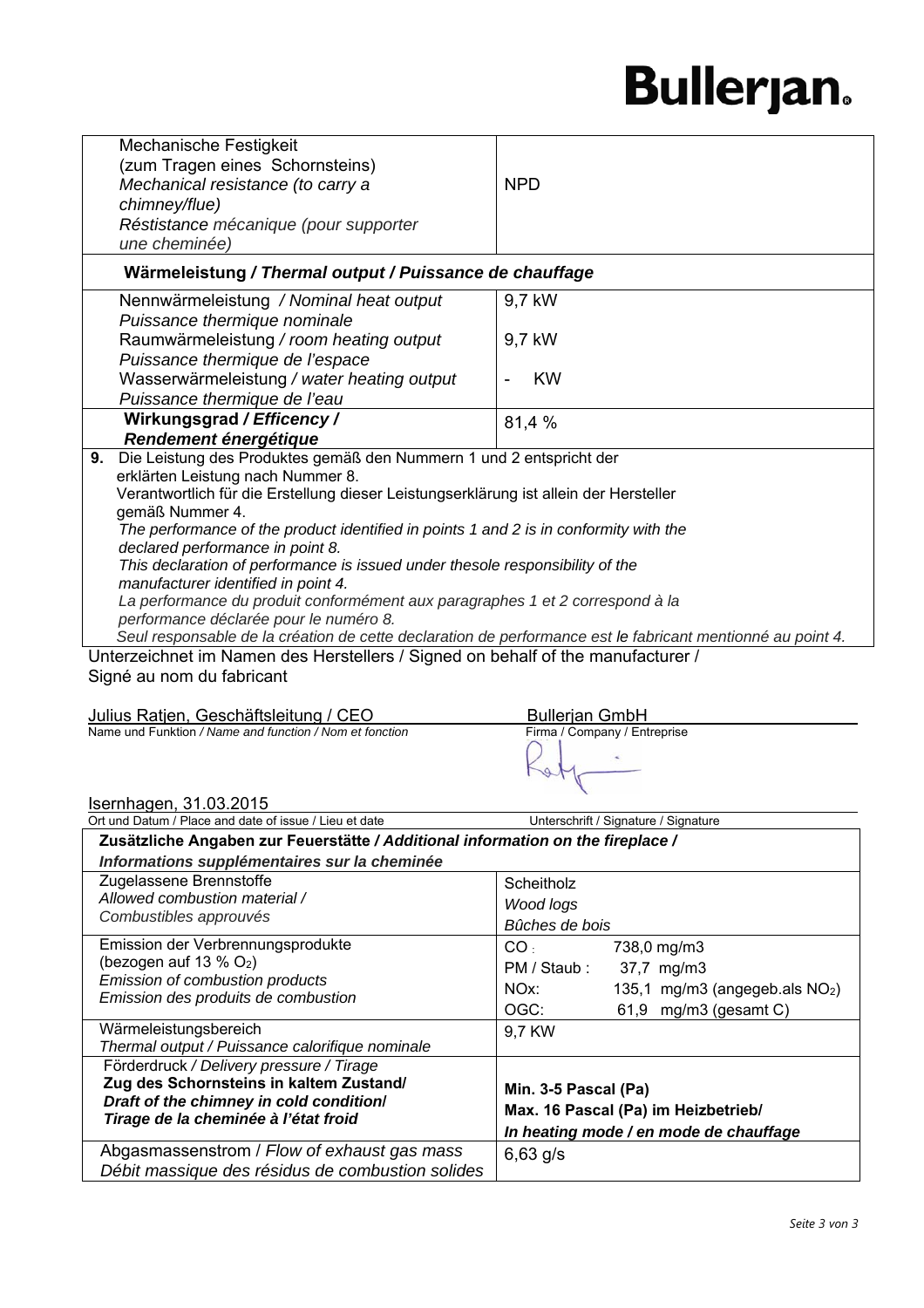**Bullerjan.**

| | |
|---|---|
| Mechanische Festigkeit (zum Tragen eines Schornsteins) *Mechanical resistance (to carry a chimney/flue)* *Réstistance mécanique (pour supporter une cheminée)* | NPD |
| **Wärmeleistung / *Thermal output / Puissance de chauffage*** | |
| Nennwärmeleistung */ Nominal heat output* *Puissance thermique nominale* Raumwärmeleistung */ room heating output* *Puissance thermique de l'espace* Wasserwärmeleistung */ water heating output* *Puissance thermique de l'eau* | 9,7 kW 9,7 kW - KW |
| **Wirkungsgrad / *Efficency / Rendement énergétique*** | 81,4 % |

**9.** Die Leistung des Produktes gemäß den Nummern 1 und 2 entspricht der erklärten Leistung nach Nummer 8.
Verantwortlich für die Erstellung dieser Leistungserklärung ist allein der Hersteller gemäß Nummer 4.
*The performance of the product identified in points 1 and 2 is in conformity with the declared performance in point 8.*
*This declaration of performance is issued under thesole responsibility of the manufacturer identified in point 4.*
*La performance du produit conformément aux paragraphes 1 et 2 correspond à la performance déclarée pour le numéro 8.*
*Seul responsable de la création de cette declaration de performance est le fabricant mentionné au point 4.*

Unterzeichnet im Namen des Herstellers / Signed on behalf of the manufacturer / Signé au nom du fabricant

Julius Ratjen, Geschäftsleitung / CEO — Bullerjan GmbH
Name und Funktion */ Name and function / Nom et fonction* — Firma / Company / Entreprise

Isernhagen, 31.03.2015
Ort und Datum / Place and date of issue / Lieu et date — Unterschrift / Signature / Signature

| **Zusätzliche Angaben zur Feuerstätte / *Additional information on the fireplace / Informations supplémentaires sur la cheminée*** | |
|---|---|
| Zugelassene Brennstoffe *Allowed combustion material / Combustibles approuvés* | Scheitholz *Wood logs* *Bûches de bois* |
| Emission der Verbrennungsprodukte (bezogen auf 13 % $O_2$) *Emission of combustion products* *Emission des produits de combustion* | CO : 738,0 mg/m3 PM / Staub : 37,7 mg/m3 NOx: 135,1 mg/m3 (angegeb.als $NO_2$) OGC: 61,9 mg/m3 (gesamt C) |
| Wärmeleistungsbereich *Thermal output / Puissance calorifique nominale* | 9,7 KW |
| Förderdruck */ Delivery pressure / Tirage* **Zug des Schornsteins in kaltem Zustand/ *Draft of the chimney in cold condition/ Tirage de la cheminée à l'état froid*** | **Min. 3-5 Pascal (Pa) Max. 16 Pascal (Pa) im Heizbetrieb/ *In heating mode / en mode de chauffage*** |
| Abgasmassenstrom / *Flow of exhaust gas mass Débit massique des résidus de combustion solides* | 6,63 g/s |